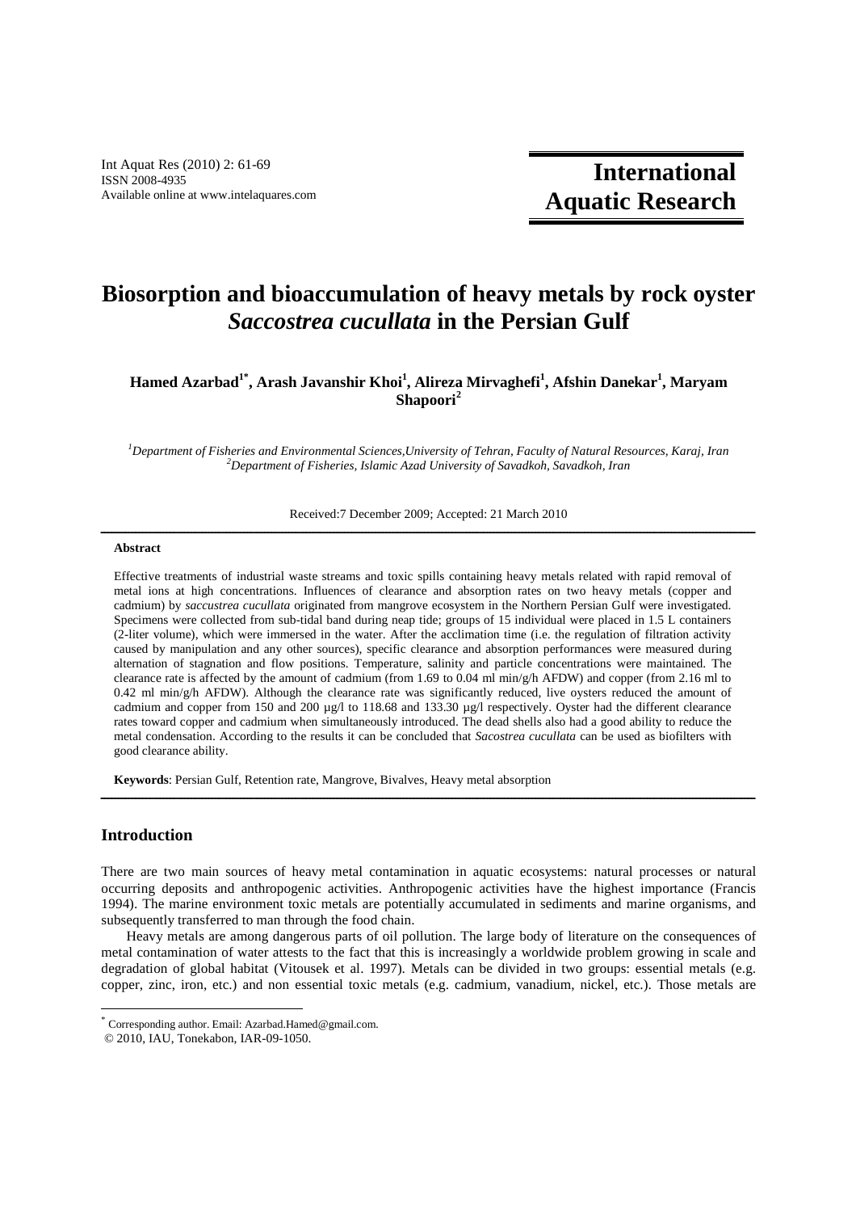# Biosorption and bioaccumulation of heavy metals by rock oyster *Saccostrea cucullata* in the Persian Gulf

**Hamed Azarbad[1*], Arash Javanshir Khoi[1], Alireza Mirvaghefi[1], Afshin Danekar[1], Maryam Shapoori[2]**

*[1]Department of Fisheries and Environmental Sciences,University of Tehran, Faculty of Natural Resources, Karaj, Iran*
*[2]Department of Fisheries, Islamic Azad University of Savadkoh, Savadkoh, Iran*

Received:7 December 2009; Accepted: 21 March 2010

---

**Abstract**

Effective treatments of industrial waste streams and toxic spills containing heavy metals related with rapid removal of metal ions at high concentrations. Influences of clearance and absorption rates on two heavy metals (copper and cadmium) by *saccustrea cucullata* originated from mangrove ecosystem in the Northern Persian Gulf were investigated. Specimens were collected from sub-tidal band during neap tide; groups of 15 individual were placed in 1.5 L containers (2-liter volume), which were immersed in the water. After the acclimation time (i.e. the regulation of filtration activity caused by manipulation and any other sources), specific clearance and absorption performances were measured during alternation of stagnation and flow positions. Temperature, salinity and particle concentrations were maintained. The clearance rate is affected by the amount of cadmium (from 1.69 to 0.04 ml min/g/h AFDW) and copper (from 2.16 ml to 0.42 ml min/g/h AFDW). Although the clearance rate was significantly reduced, live oysters reduced the amount of cadmium and copper from 150 and 200 µg/l to 118.68 and 133.30 µg/l respectively. Oyster had the different clearance rates toward copper and cadmium when simultaneously introduced. The dead shells also had a good ability to reduce the metal condensation. According to the results it can be concluded that *Sacostrea cucullata* can be used as biofilters with good clearance ability.

**Keywords**: Persian Gulf, Retention rate, Mangrove, Bivalves, Heavy metal absorption

---

## Introduction

There are two main sources of heavy metal contamination in aquatic ecosystems: natural processes or natural occurring deposits and anthropogenic activities. Anthropogenic activities have the highest importance (Francis 1994). The marine environment toxic metals are potentially accumulated in sediments and marine organisms, and subsequently transferred to man through the food chain.

Heavy metals are among dangerous parts of oil pollution. The large body of literature on the consequences of metal contamination of water attests to the fact that this is increasingly a worldwide problem growing in scale and degradation of global habitat (Vitousek et al. 1997). Metals can be divided in two groups: essential metals (e.g. copper, zinc, iron, etc.) and non essential toxic metals (e.g. cadmium, vanadium, nickel, etc.). Those metals are

---

[*] Corresponding author. Email: Azarbad.Hamed@gmail.com.
© 2010, IAU, Tonekabon, IAR-09-1050.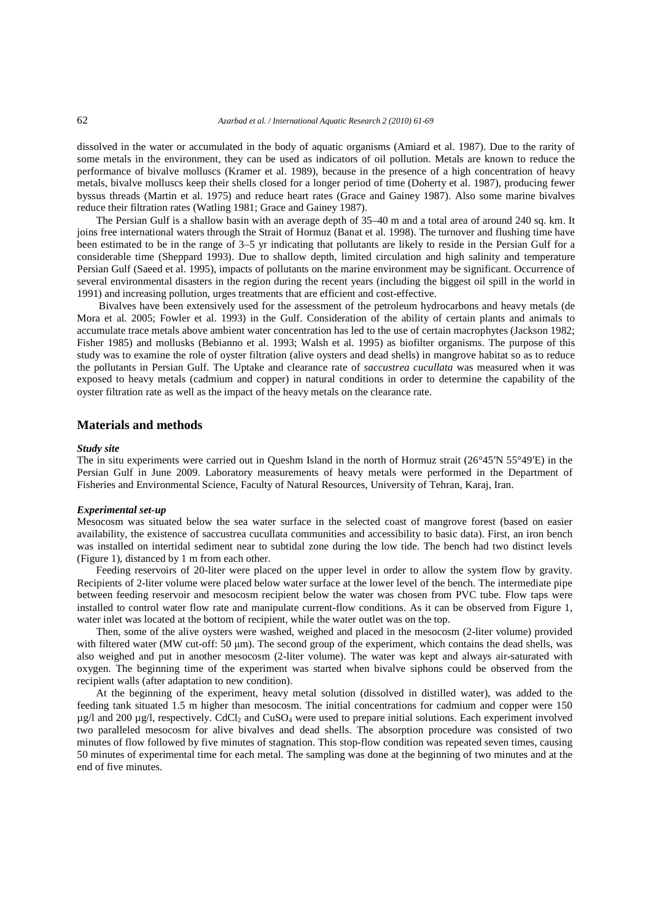dissolved in the water or accumulated in the body of aquatic organisms (Amiard et al. 1987). Due to the rarity of some metals in the environment, they can be used as indicators of oil pollution. Metals are known to reduce the performance of bivalve molluscs (Kramer et al. 1989), because in the presence of a high concentration of heavy metals, bivalve molluscs keep their shells closed for a longer period of time (Doherty et al. 1987), producing fewer byssus threads (Martin et al. 1975) and reduce heart rates (Grace and Gainey 1987). Also some marine bivalves reduce their filtration rates (Watling 1981; Grace and Gainey 1987).

The Persian Gulf is a shallow basin with an average depth of 35–40 m and a total area of around 240 sq. km. It joins free international waters through the Strait of Hormuz (Banat et al. 1998). The turnover and flushing time have been estimated to be in the range of 3–5 yr indicating that pollutants are likely to reside in the Persian Gulf for a considerable time (Sheppard 1993). Due to shallow depth, limited circulation and high salinity and temperature Persian Gulf (Saeed et al. 1995), impacts of pollutants on the marine environment may be significant. Occurrence of several environmental disasters in the region during the recent years (including the biggest oil spill in the world in 1991) and increasing pollution, urges treatments that are efficient and cost-effective.

Bivalves have been extensively used for the assessment of the petroleum hydrocarbons and heavy metals (de Mora et al. 2005; Fowler et al. 1993) in the Gulf. Consideration of the ability of certain plants and animals to accumulate trace metals above ambient water concentration has led to the use of certain macrophytes (Jackson 1982; Fisher 1985) and mollusks (Bebianno et al. 1993; Walsh et al. 1995) as biofilter organisms. The purpose of this study was to examine the role of oyster filtration (alive oysters and dead shells) in mangrove habitat so as to reduce the pollutants in Persian Gulf. The Uptake and clearance rate of *saccustrea cucullata* was measured when it was exposed to heavy metals (cadmium and copper) in natural conditions in order to determine the capability of the oyster filtration rate as well as the impact of the heavy metals on the clearance rate.

## Materials and methods

### *Study site*

The in situ experiments were carried out in Queshm Island in the north of Hormuz strait (26°45′N 55°49′E) in the Persian Gulf in June 2009. Laboratory measurements of heavy metals were performed in the Department of Fisheries and Environmental Science, Faculty of Natural Resources, University of Tehran, Karaj, Iran.

### *Experimental set-up*

Mesocosm was situated below the sea water surface in the selected coast of mangrove forest (based on easier availability, the existence of saccustrea cucullata communities and accessibility to basic data). First, an iron bench was installed on intertidal sediment near to subtidal zone during the low tide. The bench had two distinct levels (Figure 1), distanced by 1 m from each other.

Feeding reservoirs of 20-liter were placed on the upper level in order to allow the system flow by gravity. Recipients of 2-liter volume were placed below water surface at the lower level of the bench. The intermediate pipe between feeding reservoir and mesocosm recipient below the water was chosen from PVC tube. Flow taps were installed to control water flow rate and manipulate current-flow conditions. As it can be observed from Figure 1, water inlet was located at the bottom of recipient, while the water outlet was on the top.

Then, some of the alive oysters were washed, weighed and placed in the mesocosm (2-liter volume) provided with filtered water (MW cut-off: 50 μm). The second group of the experiment, which contains the dead shells, was also weighed and put in another mesocosm (2-liter volume). The water was kept and always air-saturated with oxygen. The beginning time of the experiment was started when bivalve siphons could be observed from the recipient walls (after adaptation to new condition).

At the beginning of the experiment, heavy metal solution (dissolved in distilled water), was added to the feeding tank situated 1.5 m higher than mesocosm. The initial concentrations for cadmium and copper were 150 μg/l and 200 μg/l, respectively. $CdCl_2$ and $CuSO_4$ were used to prepare initial solutions. Each experiment involved two paralleled mesocosm for alive bivalves and dead shells. The absorption procedure was consisted of two minutes of flow followed by five minutes of stagnation. This stop-flow condition was repeated seven times, causing 50 minutes of experimental time for each metal. The sampling was done at the beginning of two minutes and at the end of five minutes.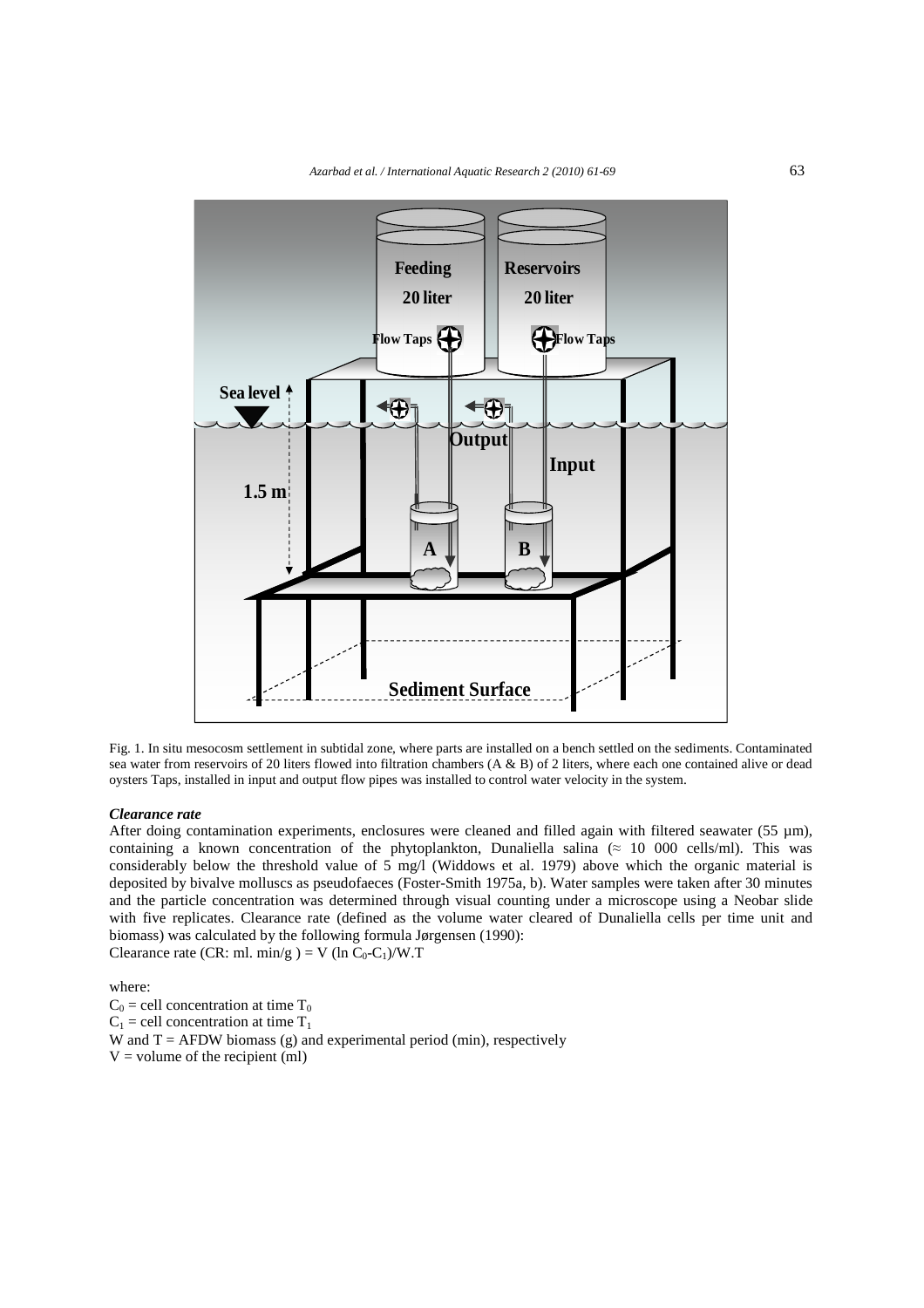Fig. 1. In situ mesocosm settlement in subtidal zone, where parts are installed on a bench settled on the sediments. Contaminated sea water from reservoirs of 20 liters flowed into filtration chambers (A & B) of 2 liters, where each one contained alive or dead oysters Taps, installed in input and output flow pipes was installed to control water velocity in the system.

### *Clearance rate*

After doing contamination experiments, enclosures were cleaned and filled again with filtered seawater (55 µm), containing a known concentration of the phytoplankton, Dunaliella salina (≈ 10 000 cells/ml). This was considerably below the threshold value of 5 mg/l (Widdows et al. 1979) above which the organic material is deposited by bivalve molluscs as pseudofaeces (Foster-Smith 1975a, b). Water samples were taken after 30 minutes and the particle concentration was determined through visual counting under a microscope using a Neobar slide with five replicates. Clearance rate (defined as the volume water cleared of Dunaliella cells per time unit and biomass) was calculated by the following formula Jørgensen (1990):

Clearance rate (CR: ml. min/g ) = $V (\ln C_0\text{-}C_1)/W.T$

where:

$C_0$ = cell concentration at time $T_0$

$C_1$ = cell concentration at time $T_1$

W and T = AFDW biomass (g) and experimental period (min), respectively

V = volume of the recipient (ml)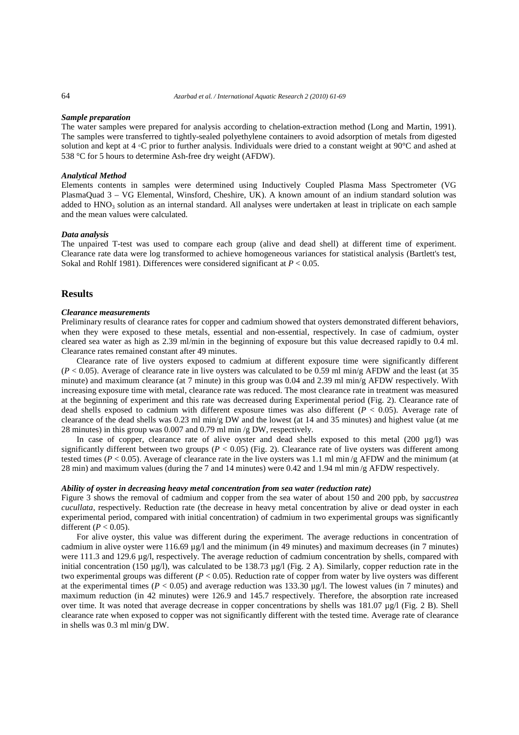### *Sample preparation*

The water samples were prepared for analysis according to chelation-extraction method (Long and Martin, 1991). The samples were transferred to tightly-sealed polyethylene containers to avoid adsorption of metals from digested solution and kept at 4 ◦C prior to further analysis. Individuals were dried to a constant weight at 90°C and ashed at 538 °C for 5 hours to determine Ash-free dry weight (AFDW).

### *Analytical Method*

Elements contents in samples were determined using Inductively Coupled Plasma Mass Spectrometer (VG PlasmaQuad 3 – VG Elemental, Winsford, Cheshire, UK). A known amount of an indium standard solution was added to $HNO_3$ solution as an internal standard. All analyses were undertaken at least in triplicate on each sample and the mean values were calculated.

### *Data analysis*

The unpaired T-test was used to compare each group (alive and dead shell) at different time of experiment. Clearance rate data were log transformed to achieve homogeneous variances for statistical analysis (Bartlett's test, Sokal and Rohlf 1981). Differences were considered significant at $P < 0.05$.

## Results

### *Clearance measurements*

Preliminary results of clearance rates for copper and cadmium showed that oysters demonstrated different behaviors, when they were exposed to these metals, essential and non-essential, respectively. In case of cadmium, oyster cleared sea water as high as 2.39 ml/min in the beginning of exposure but this value decreased rapidly to 0.4 ml. Clearance rates remained constant after 49 minutes.

Clearance rate of live oysters exposed to cadmium at different exposure time were significantly different ($P < 0.05$). Average of clearance rate in live oysters was calculated to be 0.59 ml min/g AFDW and the least (at 35 minute) and maximum clearance (at 7 minute) in this group was 0.04 and 2.39 ml min/g AFDW respectively. With increasing exposure time with metal, clearance rate was reduced. The most clearance rate in treatment was measured at the beginning of experiment and this rate was decreased during Experimental period (Fig. 2). Clearance rate of dead shells exposed to cadmium with different exposure times was also different ($P < 0.05$). Average rate of clearance of the dead shells was 0.23 ml min/g DW and the lowest (at 14 and 35 minutes) and highest value (at me 28 minutes) in this group was 0.007 and 0.79 ml min /g DW, respectively.

In case of copper, clearance rate of alive oyster and dead shells exposed to this metal (200 µg/l) was significantly different between two groups ($P < 0.05$) (Fig. 2). Clearance rate of live oysters was different among tested times ($P < 0.05$). Average of clearance rate in the live oysters was 1.1 ml min /g AFDW and the minimum (at 28 min) and maximum values (during the 7 and 14 minutes) were 0.42 and 1.94 ml min /g AFDW respectively.

### *Ability of oyster in decreasing heavy metal concentration from sea water (reduction rate)*

Figure 3 shows the removal of cadmium and copper from the sea water of about 150 and 200 ppb, by *saccustrea cucullata*, respectively. Reduction rate (the decrease in heavy metal concentration by alive or dead oyster in each experimental period, compared with initial concentration) of cadmium in two experimental groups was significantly different ($P < 0.05$).

For alive oyster, this value was different during the experiment. The average reductions in concentration of cadmium in alive oyster were 116.69 µg/l and the minimum (in 49 minutes) and maximum decreases (in 7 minutes) were 111.3 and 129.6 µg/l, respectively. The average reduction of cadmium concentration by shells, compared with initial concentration (150 µg/l), was calculated to be 138.73 µg/l (Fig. 2 A). Similarly, copper reduction rate in the two experimental groups was different ($P < 0.05$). Reduction rate of copper from water by live oysters was different at the experimental times ($P < 0.05$) and average reduction was 133.30 µg/l. The lowest values (in 7 minutes) and maximum reduction (in 42 minutes) were 126.9 and 145.7 respectively. Therefore, the absorption rate increased over time. It was noted that average decrease in copper concentrations by shells was 181.07 µg/l (Fig. 2 B). Shell clearance rate when exposed to copper was not significantly different with the tested time. Average rate of clearance in shells was 0.3 ml min/g DW.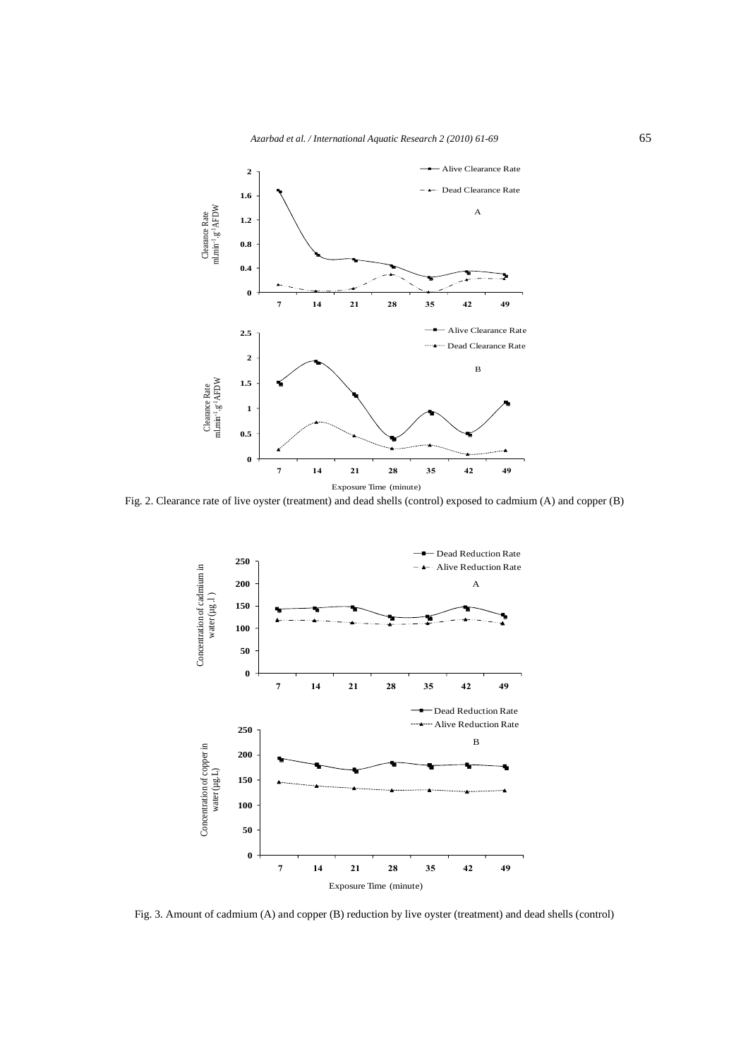Fig. 2. Clearance rate of live oyster (treatment) and dead shells (control) exposed to cadmium (A) and copper (B)

Fig. 3. Amount of cadmium (A) and copper (B) reduction by live oyster (treatment) and dead shells (control)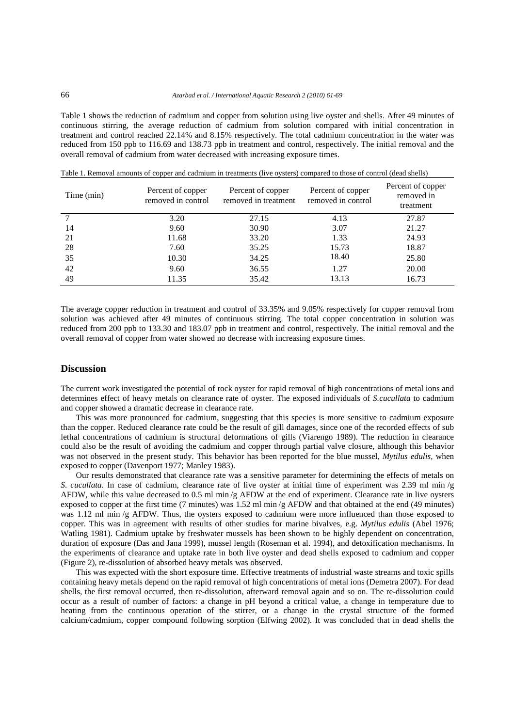Table 1 shows the reduction of cadmium and copper from solution using live oyster and shells. After 49 minutes of continuous stirring, the average reduction of cadmium from solution compared with initial concentration in treatment and control reached 22.14% and 8.15% respectively. The total cadmium concentration in the water was reduced from 150 ppb to 116.69 and 138.73 ppb in treatment and control, respectively. The initial removal and the overall removal of cadmium from water decreased with increasing exposure times.

Table 1. Removal amounts of copper and cadmium in treatments (live oysters) compared to those of control (dead shells)

| Time (min) | Percent of copper removed in control | Percent of copper removed in treatment | Percent of copper removed in control | Percent of copper removed in treatment |
|---|---|---|---|---|
| 7 | 3.20 | 27.15 | 4.13 | 27.87 |
| 14 | 9.60 | 30.90 | 3.07 | 21.27 |
| 21 | 11.68 | 33.20 | 1.33 | 24.93 |
| 28 | 7.60 | 35.25 | 15.73 | 18.87 |
| 35 | 10.30 | 34.25 | 18.40 | 25.80 |
| 42 | 9.60 | 36.55 | 1.27 | 20.00 |
| 49 | 11.35 | 35.42 | 13.13 | 16.73 |

The average copper reduction in treatment and control of 33.35% and 9.05% respectively for copper removal from solution was achieved after 49 minutes of continuous stirring. The total copper concentration in solution was reduced from 200 ppb to 133.30 and 183.07 ppb in treatment and control, respectively. The initial removal and the overall removal of copper from water showed no decrease with increasing exposure times.

## Discussion

The current work investigated the potential of rock oyster for rapid removal of high concentrations of metal ions and determines effect of heavy metals on clearance rate of oyster. The exposed individuals of *S.cucullata* to cadmium and copper showed a dramatic decrease in clearance rate.

This was more pronounced for cadmium, suggesting that this species is more sensitive to cadmium exposure than the copper. Reduced clearance rate could be the result of gill damages, since one of the recorded effects of sub lethal concentrations of cadmium is structural deformations of gills (Viarengo 1989). The reduction in clearance could also be the result of avoiding the cadmium and copper through partial valve closure, although this behavior was not observed in the present study. This behavior has been reported for the blue mussel, *Mytilus edulis*, when exposed to copper (Davenport 1977; Manley 1983).

Our results demonstrated that clearance rate was a sensitive parameter for determining the effects of metals on *S. cucullata*. In case of cadmium, clearance rate of live oyster at initial time of experiment was 2.39 ml min /g AFDW, while this value decreased to 0.5 ml min /g AFDW at the end of experiment. Clearance rate in live oysters exposed to copper at the first time (7 minutes) was 1.52 ml min /g AFDW and that obtained at the end (49 minutes) was 1.12 ml min /g AFDW. Thus, the oysters exposed to cadmium were more influenced than those exposed to copper. This was in agreement with results of other studies for marine bivalves, e.g. *Mytilus edulis* (Abel 1976; Watling 1981). Cadmium uptake by freshwater mussels has been shown to be highly dependent on concentration, duration of exposure (Das and Jana 1999), mussel length (Roseman et al. 1994), and detoxification mechanisms. In the experiments of clearance and uptake rate in both live oyster and dead shells exposed to cadmium and copper (Figure 2), re-dissolution of absorbed heavy metals was observed.

This was expected with the short exposure time. Effective treatments of industrial waste streams and toxic spills containing heavy metals depend on the rapid removal of high concentrations of metal ions (Demetra 2007). For dead shells, the first removal occurred, then re-dissolution, afterward removal again and so on. The re-dissolution could occur as a result of number of factors: a change in pH beyond a critical value, a change in temperature due to heating from the continuous operation of the stirrer, or a change in the crystal structure of the formed calcium/cadmium, copper compound following sorption (Elfwing 2002). It was concluded that in dead shells the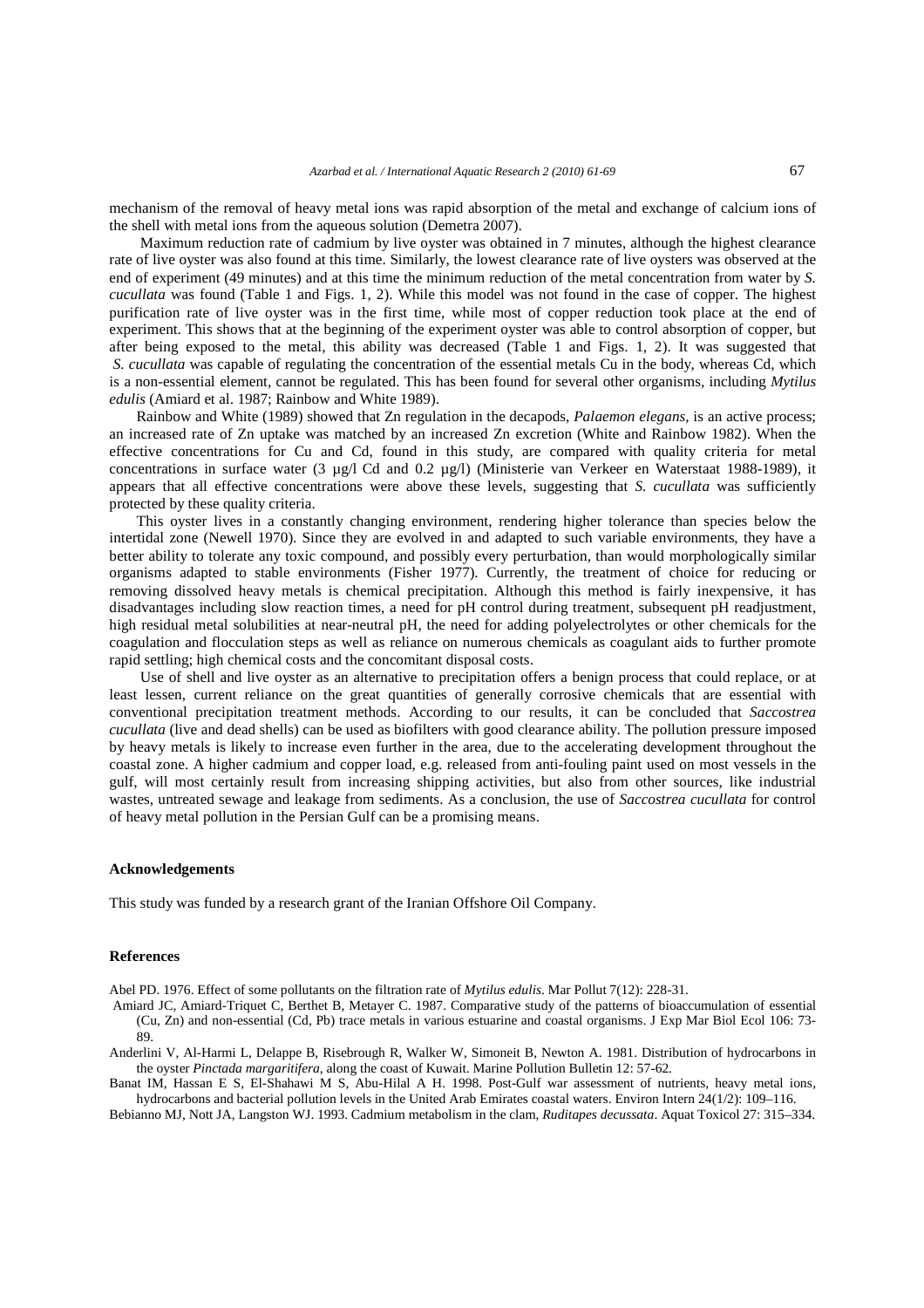mechanism of the removal of heavy metal ions was rapid absorption of the metal and exchange of calcium ions of the shell with metal ions from the aqueous solution (Demetra 2007).

Maximum reduction rate of cadmium by live oyster was obtained in 7 minutes, although the highest clearance rate of live oyster was also found at this time. Similarly, the lowest clearance rate of live oysters was observed at the end of experiment (49 minutes) and at this time the minimum reduction of the metal concentration from water by *S. cucullata* was found (Table 1 and Figs. 1, 2). While this model was not found in the case of copper. The highest purification rate of live oyster was in the first time, while most of copper reduction took place at the end of experiment. This shows that at the beginning of the experiment oyster was able to control absorption of copper, but after being exposed to the metal, this ability was decreased (Table 1 and Figs. 1, 2). It was suggested that *S. cucullata* was capable of regulating the concentration of the essential metals Cu in the body, whereas Cd, which is a non-essential element, cannot be regulated. This has been found for several other organisms, including *Mytilus edulis* (Amiard et al. 1987; Rainbow and White 1989).

Rainbow and White (1989) showed that Zn regulation in the decapods, *Palaemon elegans*, is an active process; an increased rate of Zn uptake was matched by an increased Zn excretion (White and Rainbow 1982). When the effective concentrations for Cu and Cd, found in this study, are compared with quality criteria for metal concentrations in surface water (3 µg/l Cd and 0.2 µg/l) (Ministerie van Verkeer en Waterstaat 1988-1989), it appears that all effective concentrations were above these levels, suggesting that *S. cucullata* was sufficiently protected by these quality criteria.

This oyster lives in a constantly changing environment, rendering higher tolerance than species below the intertidal zone (Newell 1970). Since they are evolved in and adapted to such variable environments, they have a better ability to tolerate any toxic compound, and possibly every perturbation, than would morphologically similar organisms adapted to stable environments (Fisher 1977). Currently, the treatment of choice for reducing or removing dissolved heavy metals is chemical precipitation. Although this method is fairly inexpensive, it has disadvantages including slow reaction times, a need for pH control during treatment, subsequent pH readjustment, high residual metal solubilities at near-neutral pH, the need for adding polyelectrolytes or other chemicals for the coagulation and flocculation steps as well as reliance on numerous chemicals as coagulant aids to further promote rapid settling; high chemical costs and the concomitant disposal costs.

Use of shell and live oyster as an alternative to precipitation offers a benign process that could replace, or at least lessen, current reliance on the great quantities of generally corrosive chemicals that are essential with conventional precipitation treatment methods. According to our results, it can be concluded that *Saccostrea cucullata* (live and dead shells) can be used as biofilters with good clearance ability. The pollution pressure imposed by heavy metals is likely to increase even further in the area, due to the accelerating development throughout the coastal zone. A higher cadmium and copper load, e.g. released from anti-fouling paint used on most vessels in the gulf, will most certainly result from increasing shipping activities, but also from other sources, like industrial wastes, untreated sewage and leakage from sediments. As a conclusion, the use of *Saccostrea cucullata* for control of heavy metal pollution in the Persian Gulf can be a promising means.

### Acknowledgements

This study was funded by a research grant of the Iranian Offshore Oil Company.

### References

Abel PD. 1976. Effect of some pollutants on the filtration rate of *Mytilus edulis*. Mar Pollut 7(12): 228-31.

Amiard JC, Amiard-Triquet C, Berthet B, Metayer C. 1987. Comparative study of the patterns of bioaccumulation of essential (Cu, Zn) and non-essential (Cd, Pb) trace metals in various estuarine and coastal organisms. J Exp Mar Biol Ecol 106: 73-89.

Anderlini V, Al-Harmi L, Delappe B, Risebrough R, Walker W, Simoneit B, Newton A. 1981. Distribution of hydrocarbons in the oyster *Pinctada margaritifera*, along the coast of Kuwait. Marine Pollution Bulletin 12: 57-62.

Banat IM, Hassan E S, El-Shahawi M S, Abu-Hilal A H. 1998. Post-Gulf war assessment of nutrients, heavy metal ions, hydrocarbons and bacterial pollution levels in the United Arab Emirates coastal waters. Environ Intern 24(1/2): 109–116.

Bebianno MJ, Nott JA, Langston WJ. 1993. Cadmium metabolism in the clam, *Ruditapes decussata*. Aquat Toxicol 27: 315–334.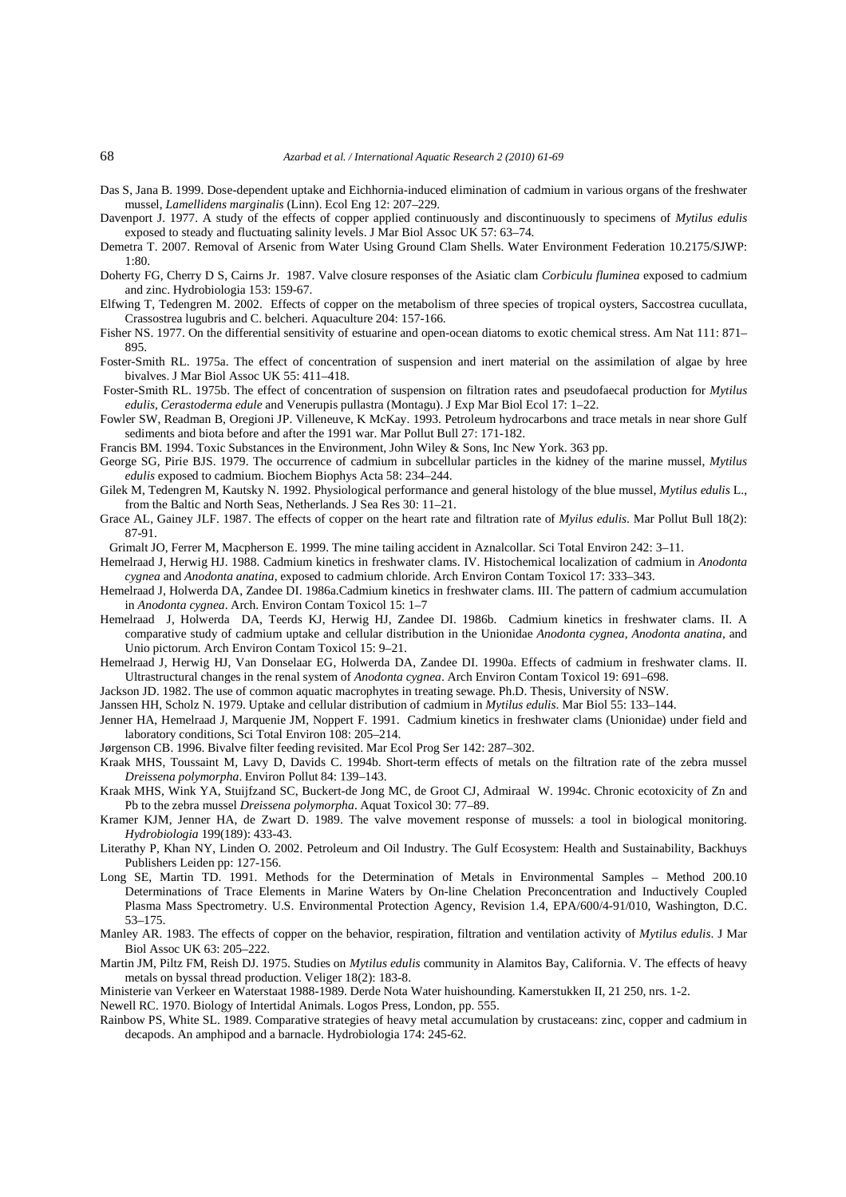Das S, Jana B. 1999. Dose-dependent uptake and Eichhornia-induced elimination of cadmium in various organs of the freshwater mussel, *Lamellidens marginalis* (Linn). Ecol Eng 12: 207–229.

Davenport J. 1977. A study of the effects of copper applied continuously and discontinuously to specimens of *Mytilus edulis* exposed to steady and fluctuating salinity levels. J Mar Biol Assoc UK 57: 63–74.

Demetra T. 2007. Removal of Arsenic from Water Using Ground Clam Shells. Water Environment Federation 10.2175/SJWP: 1:80.

Doherty FG, Cherry D S, Cairns Jr. 1987. Valve closure responses of the Asiatic clam *Corbiculu fluminea* exposed to cadmium and zinc. Hydrobiologia 153: 159-67.

Elfwing T, Tedengren M. 2002. Effects of copper on the metabolism of three species of tropical oysters, Saccostrea cucullata, Crassostrea lugubris and C. belcheri. Aquaculture 204: 157-166.

Fisher NS. 1977. On the differential sensitivity of estuarine and open-ocean diatoms to exotic chemical stress. Am Nat 111: 871–895.

Foster-Smith RL. 1975a. The effect of concentration of suspension and inert material on the assimilation of algae by hree bivalves. J Mar Biol Assoc UK 55: 411–418.

Foster-Smith RL. 1975b. The effect of concentration of suspension on filtration rates and pseudofaecal production for *Mytilus edulis*, *Cerastoderma edule* and Venerupis pullastra (Montagu). J Exp Mar Biol Ecol 17: 1–22.

Fowler SW, Readman B, Oregioni JP. Villeneuve, K McKay. 1993. Petroleum hydrocarbons and trace metals in near shore Gulf sediments and biota before and after the 1991 war. Mar Pollut Bull 27: 171-182.

Francis BM. 1994. Toxic Substances in the Environment, John Wiley & Sons, Inc New York. 363 pp.

George SG, Pirie BJS. 1979. The occurrence of cadmium in subcellular particles in the kidney of the marine mussel, *Mytilus edulis* exposed to cadmium. Biochem Biophys Acta 58: 234–244.

Gilek M, Tedengren M, Kautsky N. 1992. Physiological performance and general histology of the blue mussel, *Mytilus edulis* L., from the Baltic and North Seas, Netherlands. J Sea Res 30: 11–21.

Grace AL, Gainey JLF. 1987. The effects of copper on the heart rate and filtration rate of *Myilus edulis*. Mar Pollut Bull 18(2): 87-91.

Grimalt JO, Ferrer M, Macpherson E. 1999. The mine tailing accident in Aznalcollar. Sci Total Environ 242: 3–11.

Hemelraad J, Herwig HJ. 1988. Cadmium kinetics in freshwater clams. IV. Histochemical localization of cadmium in *Anodonta cygnea* and *Anodonta anatina*, exposed to cadmium chloride. Arch Environ Contam Toxicol 17: 333–343.

Hemelraad J, Holwerda DA, Zandee DI. 1986a.Cadmium kinetics in freshwater clams. III. The pattern of cadmium accumulation in *Anodonta cygnea*. Arch. Environ Contam Toxicol 15: 1–7

Hemelraad J, Holwerda DA, Teerds KJ, Herwig HJ, Zandee DI. 1986b. Cadmium kinetics in freshwater clams. II. A comparative study of cadmium uptake and cellular distribution in the Unionidae *Anodonta cygnea*, *Anodonta anatina*, and Unio pictorum. Arch Environ Contam Toxicol 15: 9–21.

Hemelraad J, Herwig HJ, Van Donselaar EG, Holwerda DA, Zandee DI. 1990a. Effects of cadmium in freshwater clams. II. Ultrastructural changes in the renal system of *Anodonta cygnea*. Arch Environ Contam Toxicol 19: 691–698.

Jackson JD. 1982. The use of common aquatic macrophytes in treating sewage. Ph.D. Thesis, University of NSW.

Janssen HH, Scholz N. 1979. Uptake and cellular distribution of cadmium in *Mytilus edulis*. Mar Biol 55: 133–144.

Jenner HA, Hemelraad J, Marquenie JM, Noppert F. 1991. Cadmium kinetics in freshwater clams (Unionidae) under field and laboratory conditions, Sci Total Environ 108: 205–214.

Jørgenson CB. 1996. Bivalve filter feeding revisited. Mar Ecol Prog Ser 142: 287–302.

Kraak MHS, Toussaint M, Lavy D, Davids C. 1994b. Short-term effects of metals on the filtration rate of the zebra mussel *Dreissena polymorpha*. Environ Pollut 84: 139–143.

Kraak MHS, Wink YA, Stuijfzand SC, Buckert-de Jong MC, de Groot CJ, Admiraal W. 1994c. Chronic ecotoxicity of Zn and Pb to the zebra mussel *Dreissena polymorpha*. Aquat Toxicol 30: 77–89.

Kramer KJM, Jenner HA, de Zwart D. 1989. The valve movement response of mussels: a tool in biological monitoring. *Hydrobiologia* 199(189): 433-43.

Literathy P, Khan NY, Linden O. 2002. Petroleum and Oil Industry. The Gulf Ecosystem: Health and Sustainability, Backhuys Publishers Leiden pp: 127-156.

Long SE, Martin TD. 1991. Methods for the Determination of Metals in Environmental Samples – Method 200.10 Determinations of Trace Elements in Marine Waters by On-line Chelation Preconcentration and Inductively Coupled Plasma Mass Spectrometry. U.S. Environmental Protection Agency, Revision 1.4, EPA/600/4-91/010, Washington, D.C. 53–175.

Manley AR. 1983. The effects of copper on the behavior, respiration, filtration and ventilation activity of *Mytilus edulis*. J Mar Biol Assoc UK 63: 205–222.

Martin JM, Piltz FM, Reish DJ. 1975. Studies on *Mytilus edulis* community in Alamitos Bay, California. V. The effects of heavy metals on byssal thread production. Veliger 18(2): 183-8.

Ministerie van Verkeer en Waterstaat 1988-1989. Derde Nota Water huishounding. Kamerstukken II, 21 250, nrs. 1-2.

Newell RC. 1970. Biology of Intertidal Animals. Logos Press, London, pp. 555.

Rainbow PS, White SL. 1989. Comparative strategies of heavy metal accumulation by crustaceans: zinc, copper and cadmium in decapods. An amphipod and a barnacle. Hydrobiologia 174: 245-62.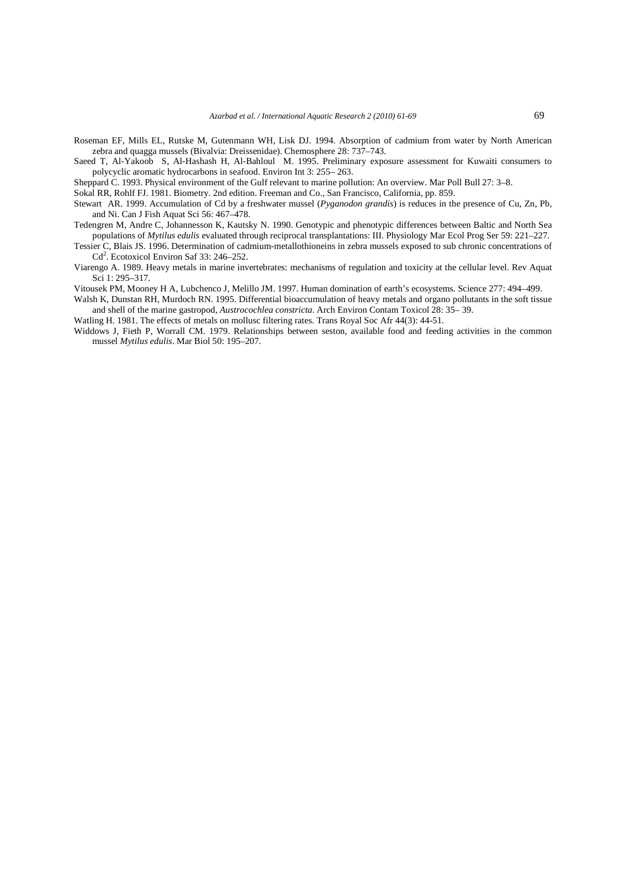Roseman EF, Mills EL, Rutske M, Gutenmann WH, Lisk DJ. 1994. Absorption of cadmium from water by North American zebra and quagga mussels (Bivalvia: Dreissenidae). Chemosphere 28: 737–743.

Saeed T, Al-Yakoob S, Al-Hashash H, Al-Bahloul M. 1995. Preliminary exposure assessment for Kuwaiti consumers to polycyclic aromatic hydrocarbons in seafood. Environ Int 3: 255– 263.

Sheppard C. 1993. Physical environment of the Gulf relevant to marine pollution: An overview. Mar Poll Bull 27: 3–8.

Sokal RR, Rohlf FJ. 1981. Biometry. 2nd edition. Freeman and Co., San Francisco, California, pp. 859.

Stewart AR. 1999. Accumulation of Cd by a freshwater mussel (*Pyganodon grandis*) is reduces in the presence of Cu, Zn, Pb, and Ni. Can J Fish Aquat Sci 56: 467–478.

Tedengren M, Andre C, Johannesson K, Kautsky N. 1990. Genotypic and phenotypic differences between Baltic and North Sea populations of *Mytilus edulis* evaluated through reciprocal transplantations: III. Physiology Mar Ecol Prog Ser 59: 221–227.

Tessier C, Blais JS. 1996. Determination of cadmium-metallothioneins in zebra mussels exposed to sub chronic concentrations of $Cd^2$. Ecotoxicol Environ Saf 33: 246–252.

Viarengo A. 1989. Heavy metals in marine invertebrates: mechanisms of regulation and toxicity at the cellular level. Rev Aquat Sci 1: 295–317.

Vitousek PM, Mooney H A, Lubchenco J, Melillo JM. 1997. Human domination of earth's ecosystems. Science 277: 494–499.

Walsh K, Dunstan RH, Murdoch RN. 1995. Differential bioaccumulation of heavy metals and organo pollutants in the soft tissue and shell of the marine gastropod, *Austrocochlea constricta*. Arch Environ Contam Toxicol 28: 35– 39.

Watling H. 1981. The effects of metals on mollusc filtering rates. Trans Royal Soc Afr 44(3): 44-51.

Widdows J, Fieth P, Worrall CM. 1979. Relationships between seston, available food and feeding activities in the common mussel *Mytilus edulis*. Mar Biol 50: 195–207.